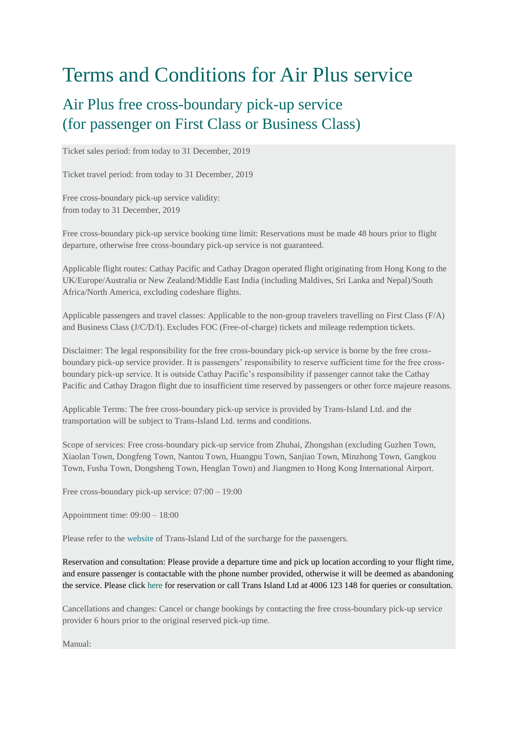# Terms and Conditions for Air Plus service

## Air Plus free cross-boundary pick-up service (for passenger on First Class or Business Class)

Ticket sales period: from today to 31 December, 2019

Ticket travel period: from today to 31 December, 2019

Free cross-boundary pick-up service validity:
from today to 31 December, 2019

Free cross-boundary pick-up service booking time limit: Reservations must be made 48 hours prior to flight departure, otherwise free cross-boundary pick-up service is not guaranteed.

Applicable flight routes: Cathay Pacific and Cathay Dragon operated flight originating from Hong Kong to the UK/Europe/Australia or New Zealand/Middle East India (including Maldives, Sri Lanka and Nepal)/South Africa/North America, excluding codeshare flights.

Applicable passengers and travel classes: Applicable to the non-group travelers travelling on First Class (F/A) and Business Class (J/C/D/I). Excludes FOC (Free-of-charge) tickets and mileage redemption tickets.

Disclaimer: The legal responsibility for the free cross-boundary pick-up service is borne by the free cross-boundary pick-up service provider. It is passengers' responsibility to reserve sufficient time for the free cross-boundary pick-up service. It is outside Cathay Pacific's responsibility if passenger cannot take the Cathay Pacific and Cathay Dragon flight due to insufficient time reserved by passengers or other force majeure reasons.

Applicable Terms: The free cross-boundary pick-up service is provided by Trans-Island Ltd. and the transportation will be subject to Trans-Island Ltd. terms and conditions.

Scope of services: Free cross-boundary pick-up service from Zhuhai, Zhongshan (excluding Guzhen Town, Xiaolan Town, Dongfeng Town, Nantou Town, Huangpu Town, Sanjiao Town, Minzhong Town, Gangkou Town, Fusha Town, Dongsheng Town, Henglan Town) and Jiangmen to Hong Kong International Airport.

Free cross-boundary pick-up service: 07:00 – 19:00

Appointment time: 09:00 – 18:00

Please refer to the website of Trans-Island Ltd of the surcharge for the passengers.

Reservation and consultation: Please provide a departure time and pick up location according to your flight time, and ensure passenger is contactable with the phone number provided, otherwise it will be deemed as abandoning the service. Please click here for reservation or call Trans Island Ltd at 4006 123 148 for queries or consultation.

Cancellations and changes: Cancel or change bookings by contacting the free cross-boundary pick-up service provider 6 hours prior to the original reserved pick-up time.

Manual: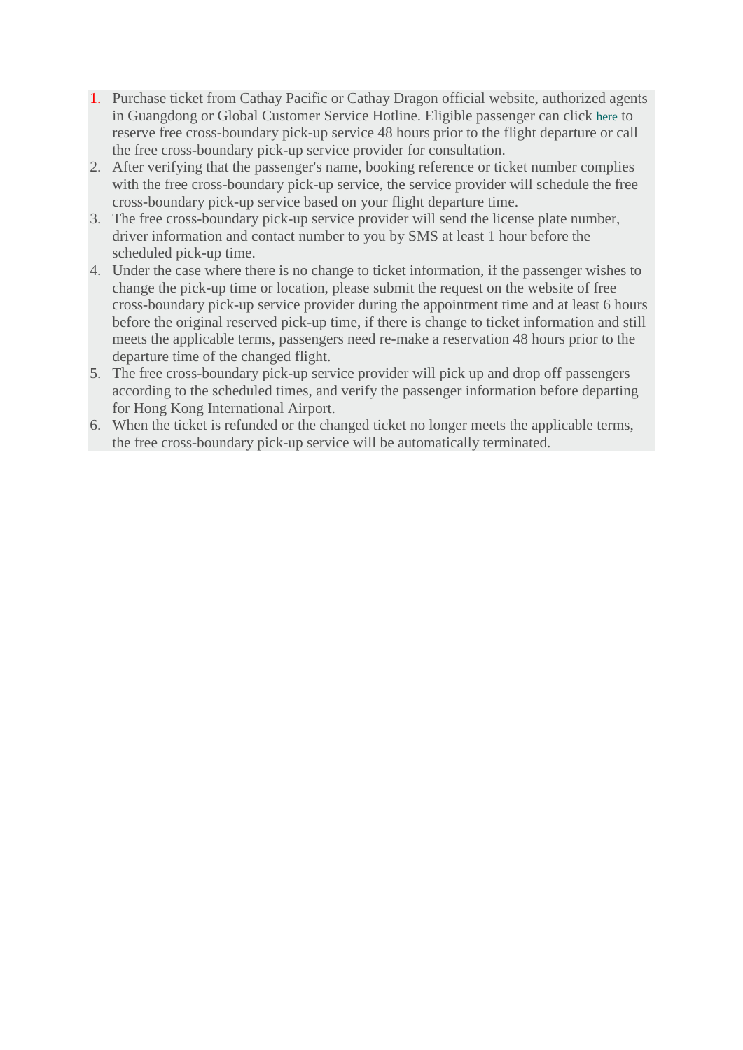1. Purchase ticket from Cathay Pacific or Cathay Dragon official website, authorized agents in Guangdong or Global Customer Service Hotline. Eligible passenger can click here to reserve free cross-boundary pick-up service 48 hours prior to the flight departure or call the free cross-boundary pick-up service provider for consultation.
2. After verifying that the passenger's name, booking reference or ticket number complies with the free cross-boundary pick-up service, the service provider will schedule the free cross-boundary pick-up service based on your flight departure time.
3. The free cross-boundary pick-up service provider will send the license plate number, driver information and contact number to you by SMS at least 1 hour before the scheduled pick-up time.
4. Under the case where there is no change to ticket information, if the passenger wishes to change the pick-up time or location, please submit the request on the website of free cross-boundary pick-up service provider during the appointment time and at least 6 hours before the original reserved pick-up time, if there is change to ticket information and still meets the applicable terms, passengers need re-make a reservation 48 hours prior to the departure time of the changed flight.
5. The free cross-boundary pick-up service provider will pick up and drop off passengers according to the scheduled times, and verify the passenger information before departing for Hong Kong International Airport.
6. When the ticket is refunded or the changed ticket no longer meets the applicable terms, the free cross-boundary pick-up service will be automatically terminated.